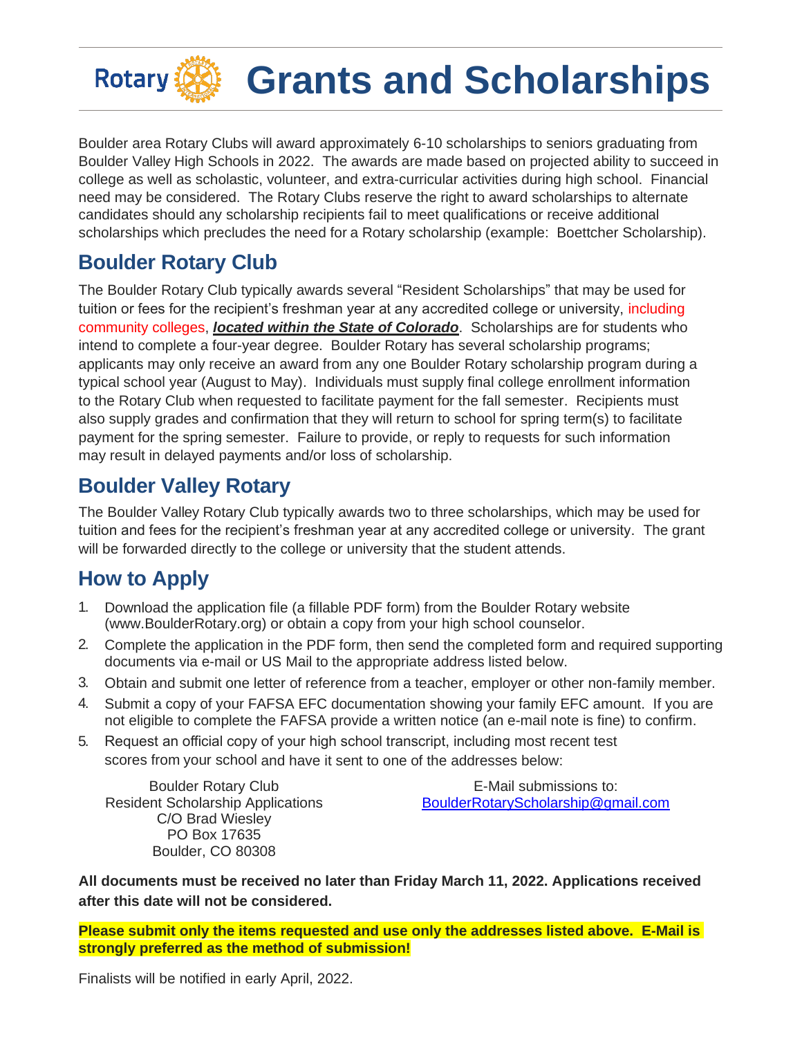# Rotary Grants and Scholarships

Boulder area Rotary Clubs will award approximately 6-10 scholarships to seniors graduating from Boulder Valley High Schools in 2022. The awards are made based on projected ability to succeed in college as well as scholastic, volunteer, and extra-curricular activities during high school. Financial need may be considered. The Rotary Clubs reserve the right to award scholarships to alternate candidates should any scholarship recipients fail to meet qualifications or receive additional scholarships which precludes the need for a Rotary scholarship (example: Boettcher Scholarship).

## Boulder Rotary Club

The Boulder Rotary Club typically awards several "Resident Scholarships" that may be used for tuition or fees for the recipient's freshman year at any accredited college or university, including community colleges, ***located within the State of Colorado***. Scholarships are for students who intend to complete a four-year degree. Boulder Rotary has several scholarship programs; applicants may only receive an award from any one Boulder Rotary scholarship program during a typical school year (August to May). Individuals must supply final college enrollment information to the Rotary Club when requested to facilitate payment for the fall semester. Recipients must also supply grades and confirmation that they will return to school for spring term(s) to facilitate payment for the spring semester. Failure to provide, or reply to requests for such information may result in delayed payments and/or loss of scholarship.

## Boulder Valley Rotary

The Boulder Valley Rotary Club typically awards two to three scholarships, which may be used for tuition and fees for the recipient's freshman year at any accredited college or university. The grant will be forwarded directly to the college or university that the student attends.

## How to Apply

1. Download the application file (a fillable PDF form) from the Boulder Rotary website (www.BoulderRotary.org) or obtain a copy from your high school counselor.
2. Complete the application in the PDF form, then send the completed form and required supporting documents via e-mail or US Mail to the appropriate address listed below.
3. Obtain and submit one letter of reference from a teacher, employer or other non-family member.
4. Submit a copy of your FAFSA EFC documentation showing your family EFC amount. If you are not eligible to complete the FAFSA provide a written notice (an e-mail note is fine) to confirm.
5. Request an official copy of your high school transcript, including most recent test scores from your school and have it sent to one of the addresses below:

Boulder Rotary Club
Resident Scholarship Applications
C/O Brad Wiesley
PO Box 17635
Boulder, CO 80308

E-Mail submissions to:
BoulderRotaryScholarship@gmail.com

**All documents must be received no later than Friday March 11, 2022. Applications received after this date will not be considered.**

**Please submit only the items requested and use only the addresses listed above. E-Mail is strongly preferred as the method of submission!**

Finalists will be notified in early April, 2022.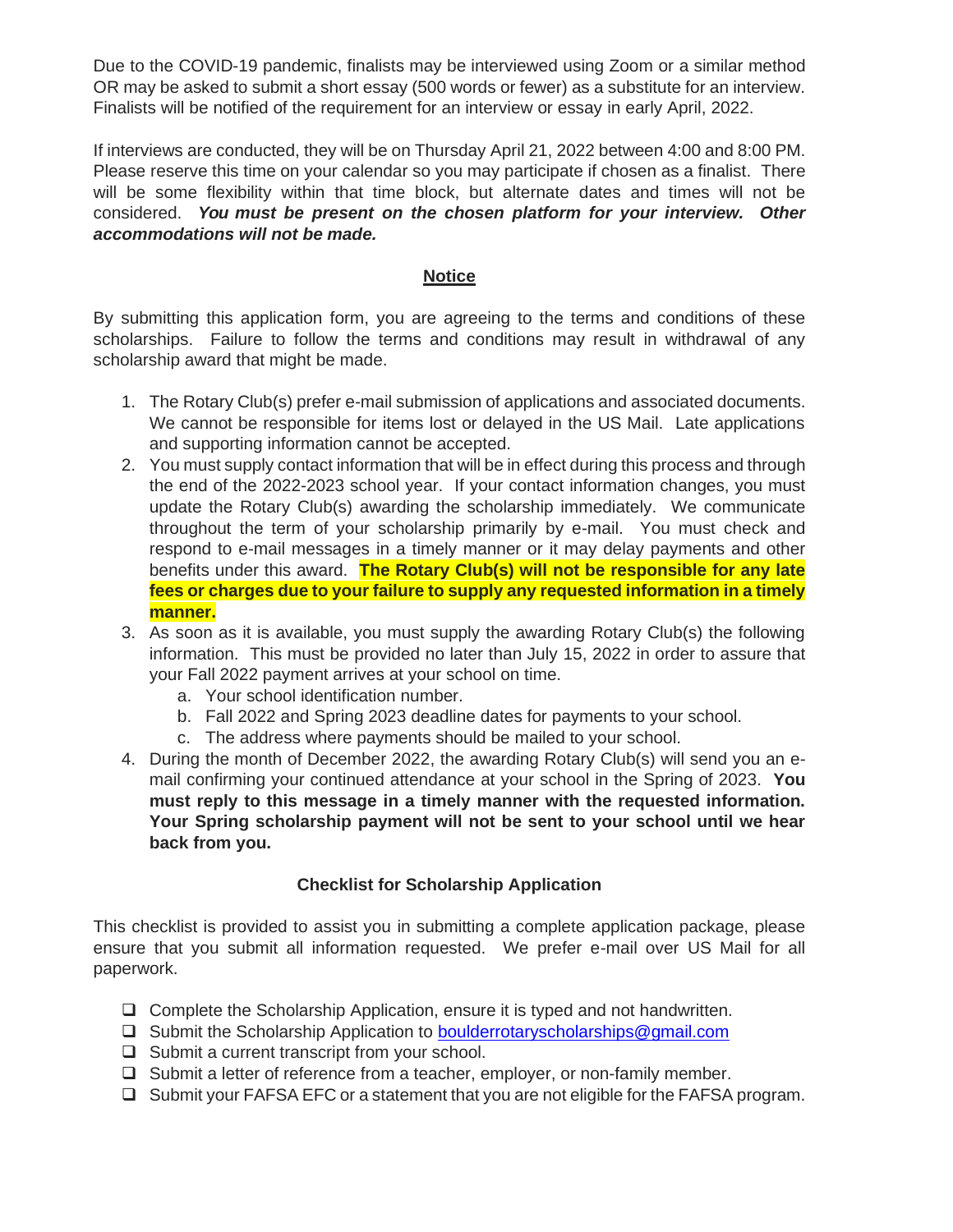Due to the COVID-19 pandemic, finalists may be interviewed using Zoom or a similar method OR may be asked to submit a short essay (500 words or fewer) as a substitute for an interview. Finalists will be notified of the requirement for an interview or essay in early April, 2022.

If interviews are conducted, they will be on Thursday April 21, 2022 between 4:00 and 8:00 PM. Please reserve this time on your calendar so you may participate if chosen as a finalist. There will be some flexibility within that time block, but alternate dates and times will not be considered. ***You must be present on the chosen platform for your interview. Other accommodations will not be made.***

## Notice

By submitting this application form, you are agreeing to the terms and conditions of these scholarships. Failure to follow the terms and conditions may result in withdrawal of any scholarship award that might be made.

1. The Rotary Club(s) prefer e-mail submission of applications and associated documents. We cannot be responsible for items lost or delayed in the US Mail. Late applications and supporting information cannot be accepted.
2. You must supply contact information that will be in effect during this process and through the end of the 2022-2023 school year. If your contact information changes, you must update the Rotary Club(s) awarding the scholarship immediately. We communicate throughout the term of your scholarship primarily by e-mail. You must check and respond to e-mail messages in a timely manner or it may delay payments and other benefits under this award. **The Rotary Club(s) will not be responsible for any late fees or charges due to your failure to supply any requested information in a timely manner.**
3. As soon as it is available, you must supply the awarding Rotary Club(s) the following information. This must be provided no later than July 15, 2022 in order to assure that your Fall 2022 payment arrives at your school on time.
    a. Your school identification number.
    b. Fall 2022 and Spring 2023 deadline dates for payments to your school.
    c. The address where payments should be mailed to your school.
4. During the month of December 2022, the awarding Rotary Club(s) will send you an e-mail confirming your continued attendance at your school in the Spring of 2023. **You must reply to this message in a timely manner with the requested information. Your Spring scholarship payment will not be sent to your school until we hear back from you.**

### Checklist for Scholarship Application

This checklist is provided to assist you in submitting a complete application package, please ensure that you submit all information requested. We prefer e-mail over US Mail for all paperwork.

- ❑ Complete the Scholarship Application, ensure it is typed and not handwritten.
- ❑ Submit the Scholarship Application to boulderrotaryscholarships@gmail.com
- ❑ Submit a current transcript from your school.
- ❑ Submit a letter of reference from a teacher, employer, or non-family member.
- ❑ Submit your FAFSA EFC or a statement that you are not eligible for the FAFSA program.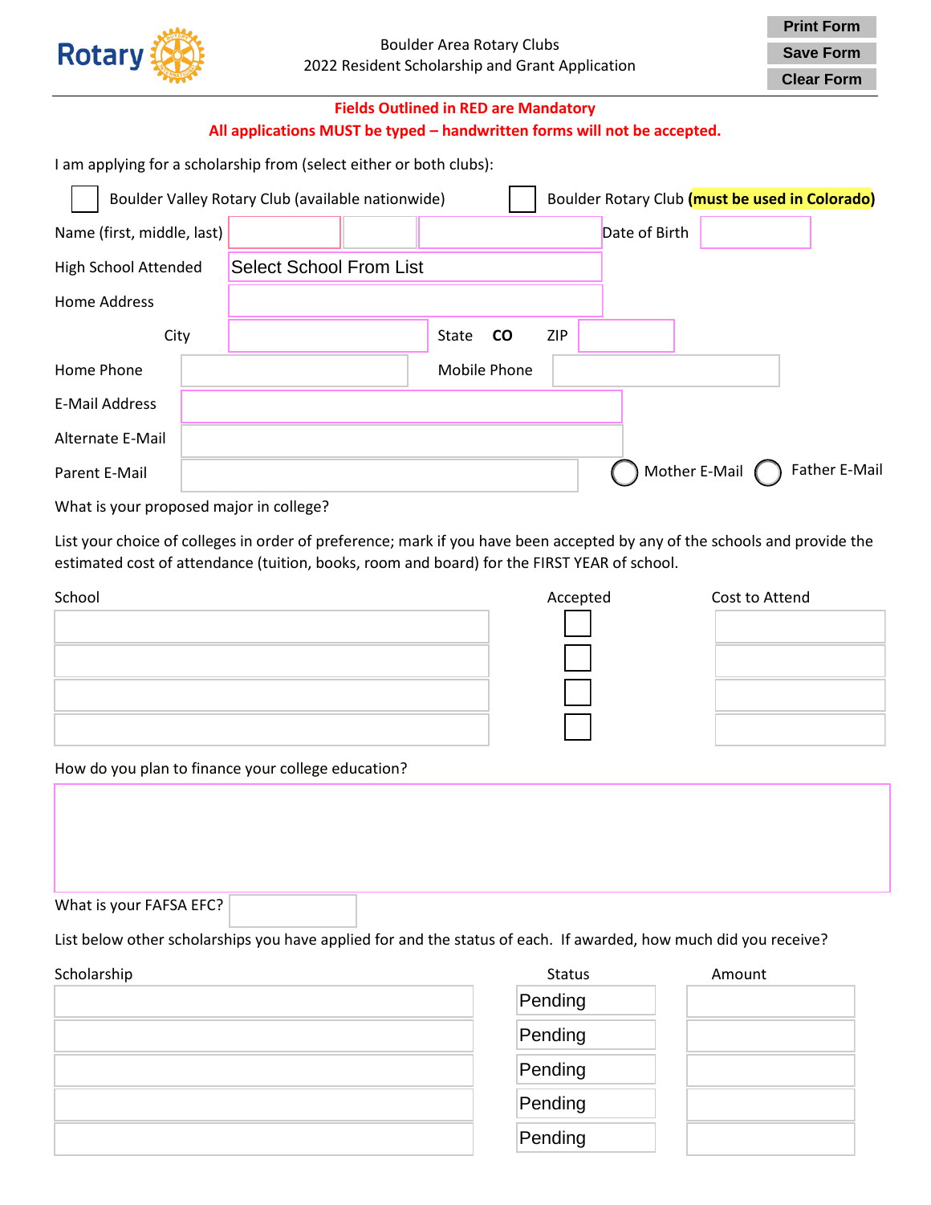Rotary

Boulder Area Rotary Clubs
2022 Resident Scholarship and Grant Application

Print Form
Save Form
Clear Form

**Fields Outlined in RED are Mandatory**

**All applications MUST be typed – handwritten forms will not be accepted.**

I am applying for a scholarship from (select either or both clubs):

☐ Boulder Valley Rotary Club (available nationwide) ☐ Boulder Rotary Club **(must be used in Colorado)**

Name (first, middle, last) Date of Birth

High School Attended Select School From List

Home Address

City State **CO** ZIP

Home Phone Mobile Phone

E-Mail Address

Alternate E-Mail

Parent E-Mail ◯ Mother E-Mail ◯ Father E-Mail

What is your proposed major in college?

List your choice of colleges in order of preference; mark if you have been accepted by any of the schools and provide the estimated cost of attendance (tuition, books, room and board) for the FIRST YEAR of school.

| School | Accepted | Cost to Attend |
|---|---|---|
| | ☐ | |
| | ☐ | |
| | ☐ | |
| | ☐ | |

How do you plan to finance your college education?

What is your FAFSA EFC?

List below other scholarships you have applied for and the status of each. If awarded, how much did you receive?

| Scholarship | Status | Amount |
|---|---|---|
| | Pending | |
| | Pending | |
| | Pending | |
| | Pending | |
| | Pending | |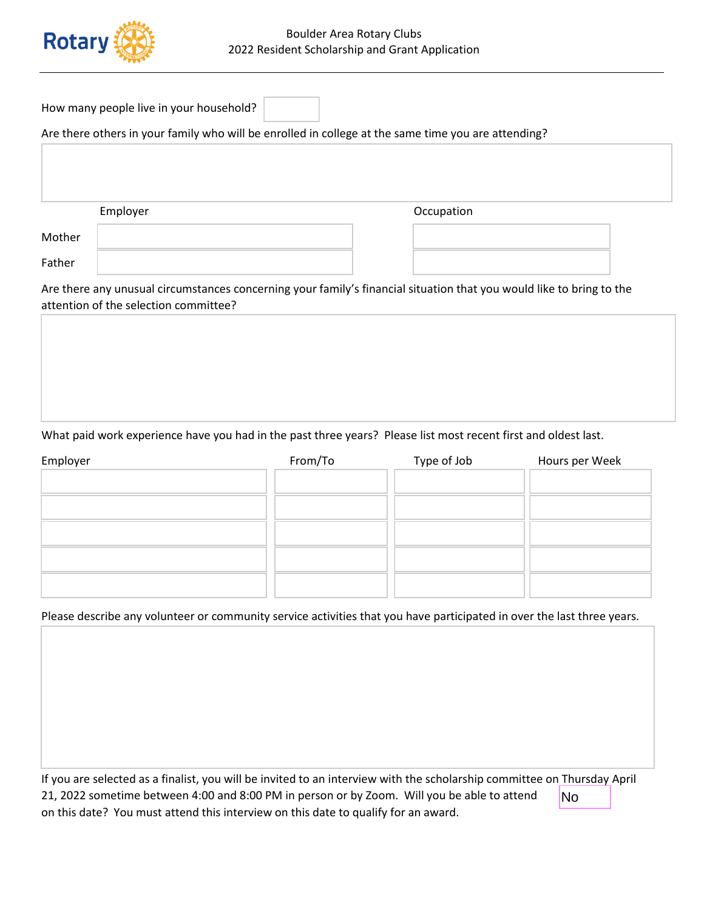How many people live in your household?

Are there others in your family who will be enrolled in college at the same time you are attending?

| | Employer | Occupation |
|---|---|---|
| Mother | | |
| Father | | |

Are there any unusual circumstances concerning your family's financial situation that you would like to bring to the attention of the selection committee?

What paid work experience have you had in the past three years? Please list most recent first and oldest last.

| Employer | From/To | Type of Job | Hours per Week |
|---|---|---|---|
| | | | |
| | | | |
| | | | |
| | | | |
| | | | |

Please describe any volunteer or community service activities that you have participated in over the last three years.

If you are selected as a finalist, you will be invited to an interview with the scholarship committee on Thursday April 21, 2022 sometime between 4:00 and 8:00 PM in person or by Zoom. Will you be able to attend on this date? You must attend this interview on this date to qualify for an award. No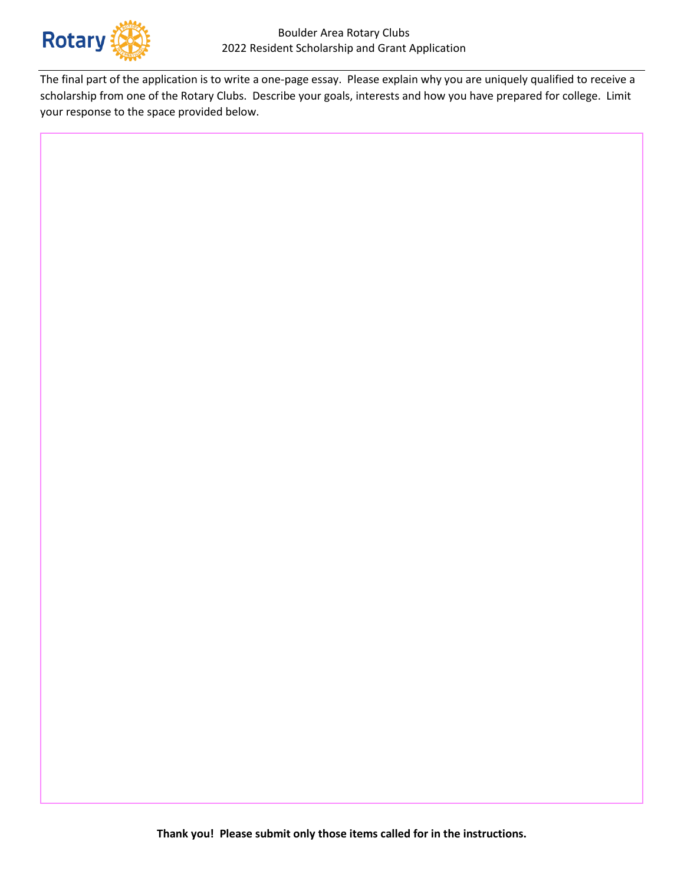The final part of the application is to write a one-page essay. Please explain why you are uniquely qualified to receive a scholarship from one of the Rotary Clubs. Describe your goals, interests and how you have prepared for college. Limit your response to the space provided below.

**Thank you! Please submit only those items called for in the instructions.**